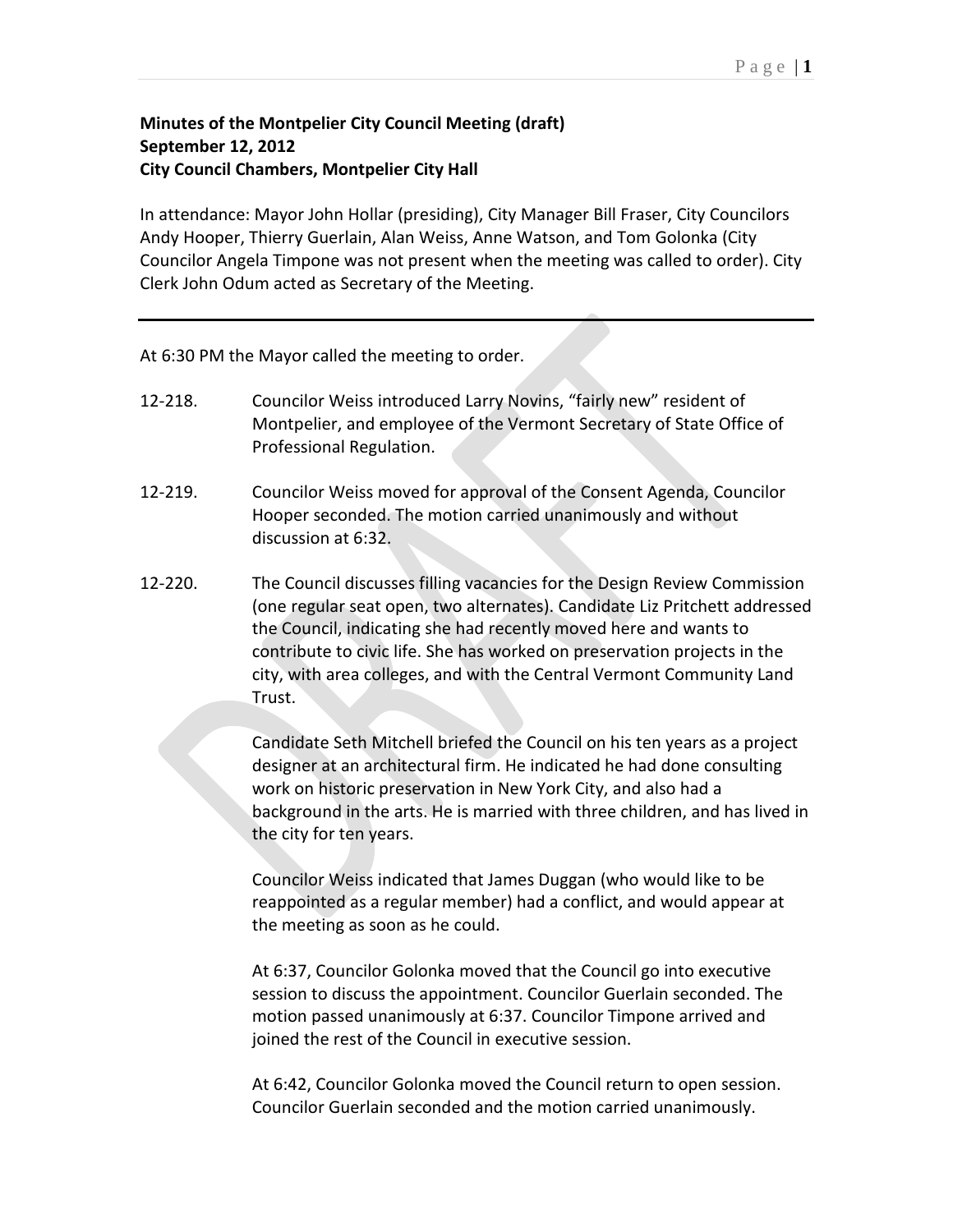**Minutes of the Montpelier City Council Meeting (draft)**
**September 12, 2012**
**City Council Chambers, Montpelier City Hall**

In attendance: Mayor John Hollar (presiding), City Manager Bill Fraser, City Councilors Andy Hooper, Thierry Guerlain, Alan Weiss, Anne Watson, and Tom Golonka (City Councilor Angela Timpone was not present when the meeting was called to order). City Clerk John Odum acted as Secretary of the Meeting.

---

At 6:30 PM the Mayor called the meeting to order.

12-218. Councilor Weiss introduced Larry Novins, "fairly new" resident of Montpelier, and employee of the Vermont Secretary of State Office of Professional Regulation.

12-219. Councilor Weiss moved for approval of the Consent Agenda, Councilor Hooper seconded. The motion carried unanimously and without discussion at 6:32.

12-220. The Council discusses filling vacancies for the Design Review Commission (one regular seat open, two alternates). Candidate Liz Pritchett addressed the Council, indicating she had recently moved here and wants to contribute to civic life. She has worked on preservation projects in the city, with area colleges, and with the Central Vermont Community Land Trust.

Candidate Seth Mitchell briefed the Council on his ten years as a project designer at an architectural firm. He indicated he had done consulting work on historic preservation in New York City, and also had a background in the arts. He is married with three children, and has lived in the city for ten years.

Councilor Weiss indicated that James Duggan (who would like to be reappointed as a regular member) had a conflict, and would appear at the meeting as soon as he could.

At 6:37, Councilor Golonka moved that the Council go into executive session to discuss the appointment. Councilor Guerlain seconded. The motion passed unanimously at 6:37. Councilor Timpone arrived and joined the rest of the Council in executive session.

At 6:42, Councilor Golonka moved the Council return to open session. Councilor Guerlain seconded and the motion carried unanimously.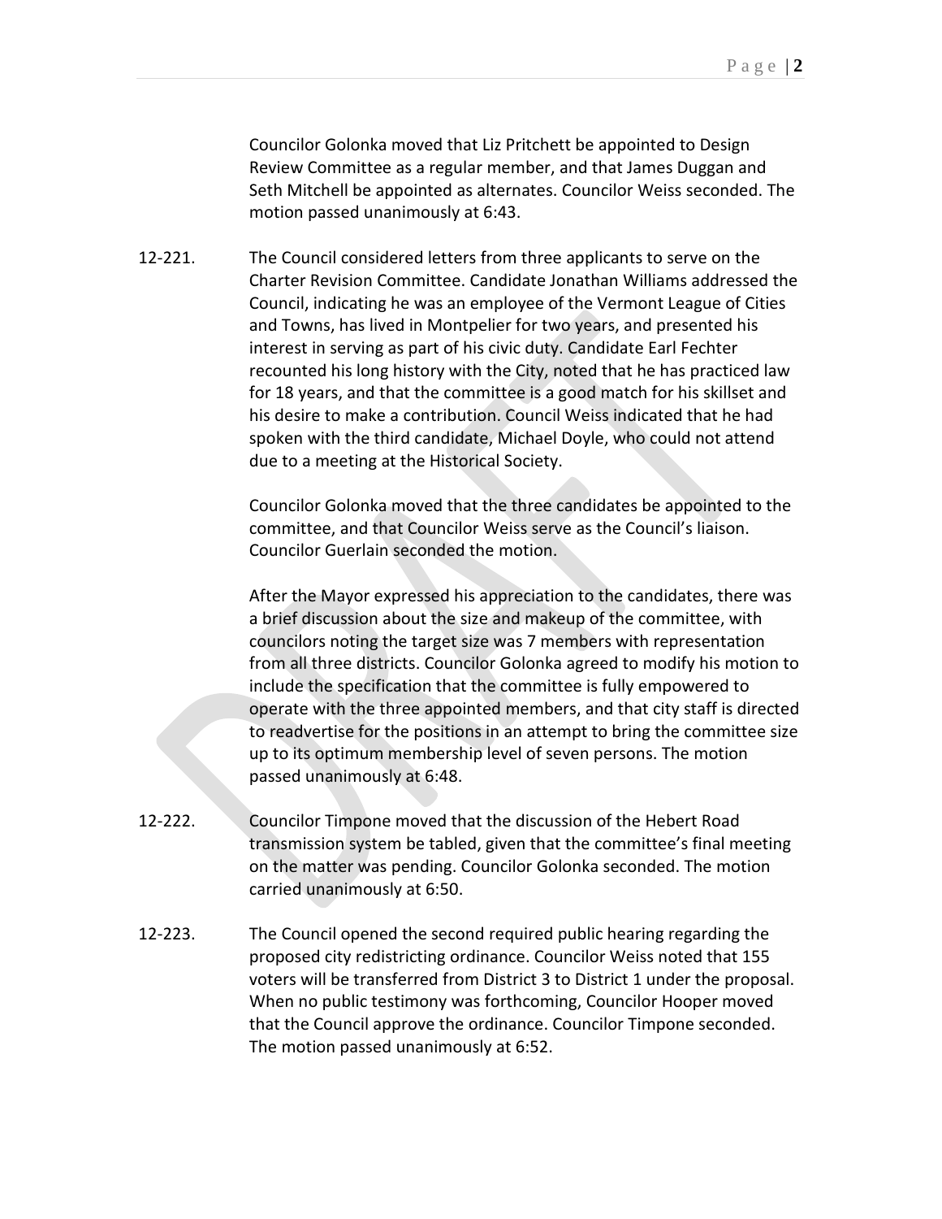Councilor Golonka moved that Liz Pritchett be appointed to Design Review Committee as a regular member, and that James Duggan and Seth Mitchell be appointed as alternates. Councilor Weiss seconded. The motion passed unanimously at 6:43.

12-221. The Council considered letters from three applicants to serve on the Charter Revision Committee. Candidate Jonathan Williams addressed the Council, indicating he was an employee of the Vermont League of Cities and Towns, has lived in Montpelier for two years, and presented his interest in serving as part of his civic duty. Candidate Earl Fechter recounted his long history with the City, noted that he has practiced law for 18 years, and that the committee is a good match for his skillset and his desire to make a contribution. Council Weiss indicated that he had spoken with the third candidate, Michael Doyle, who could not attend due to a meeting at the Historical Society.

Councilor Golonka moved that the three candidates be appointed to the committee, and that Councilor Weiss serve as the Council's liaison. Councilor Guerlain seconded the motion.

After the Mayor expressed his appreciation to the candidates, there was a brief discussion about the size and makeup of the committee, with councilors noting the target size was 7 members with representation from all three districts. Councilor Golonka agreed to modify his motion to include the specification that the committee is fully empowered to operate with the three appointed members, and that city staff is directed to readvertise for the positions in an attempt to bring the committee size up to its optimum membership level of seven persons. The motion passed unanimously at 6:48.

12-222. Councilor Timpone moved that the discussion of the Hebert Road transmission system be tabled, given that the committee's final meeting on the matter was pending. Councilor Golonka seconded. The motion carried unanimously at 6:50.

12-223. The Council opened the second required public hearing regarding the proposed city redistricting ordinance. Councilor Weiss noted that 155 voters will be transferred from District 3 to District 1 under the proposal. When no public testimony was forthcoming, Councilor Hooper moved that the Council approve the ordinance. Councilor Timpone seconded. The motion passed unanimously at 6:52.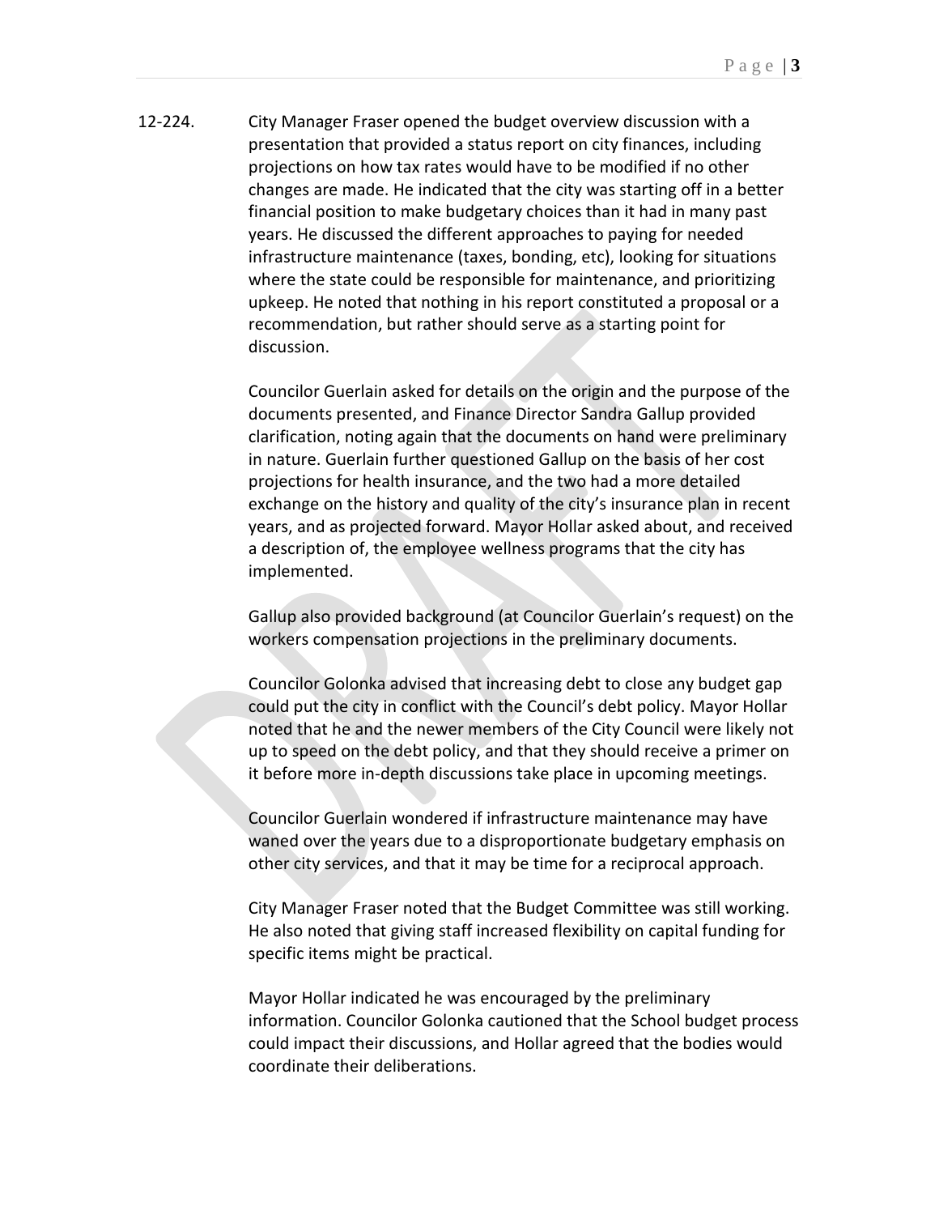12-224. City Manager Fraser opened the budget overview discussion with a presentation that provided a status report on city finances, including projections on how tax rates would have to be modified if no other changes are made. He indicated that the city was starting off in a better financial position to make budgetary choices than it had in many past years. He discussed the different approaches to paying for needed infrastructure maintenance (taxes, bonding, etc), looking for situations where the state could be responsible for maintenance, and prioritizing upkeep. He noted that nothing in his report constituted a proposal or a recommendation, but rather should serve as a starting point for discussion.

Councilor Guerlain asked for details on the origin and the purpose of the documents presented, and Finance Director Sandra Gallup provided clarification, noting again that the documents on hand were preliminary in nature. Guerlain further questioned Gallup on the basis of her cost projections for health insurance, and the two had a more detailed exchange on the history and quality of the city's insurance plan in recent years, and as projected forward. Mayor Hollar asked about, and received a description of, the employee wellness programs that the city has implemented.

Gallup also provided background (at Councilor Guerlain's request) on the workers compensation projections in the preliminary documents.

Councilor Golonka advised that increasing debt to close any budget gap could put the city in conflict with the Council's debt policy. Mayor Hollar noted that he and the newer members of the City Council were likely not up to speed on the debt policy, and that they should receive a primer on it before more in-depth discussions take place in upcoming meetings.

Councilor Guerlain wondered if infrastructure maintenance may have waned over the years due to a disproportionate budgetary emphasis on other city services, and that it may be time for a reciprocal approach.

City Manager Fraser noted that the Budget Committee was still working. He also noted that giving staff increased flexibility on capital funding for specific items might be practical.

Mayor Hollar indicated he was encouraged by the preliminary information. Councilor Golonka cautioned that the School budget process could impact their discussions, and Hollar agreed that the bodies would coordinate their deliberations.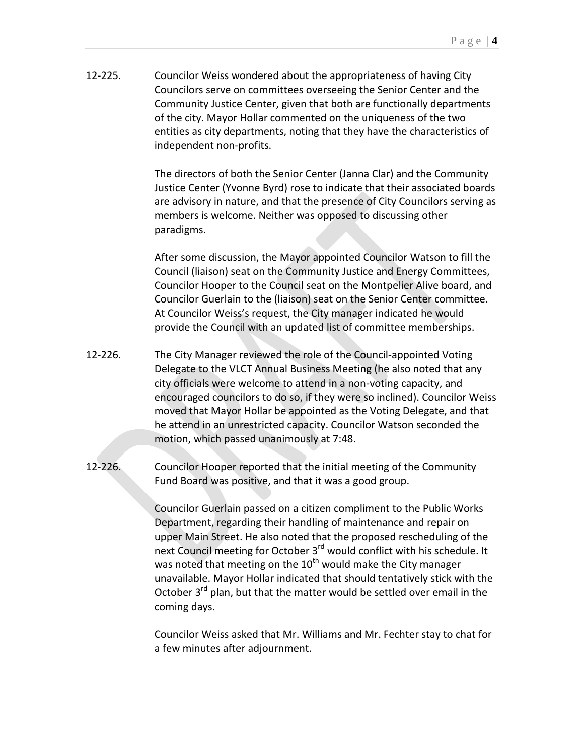12-225. Councilor Weiss wondered about the appropriateness of having City Councilors serve on committees overseeing the Senior Center and the Community Justice Center, given that both are functionally departments of the city. Mayor Hollar commented on the uniqueness of the two entities as city departments, noting that they have the characteristics of independent non-profits.

The directors of both the Senior Center (Janna Clar) and the Community Justice Center (Yvonne Byrd) rose to indicate that their associated boards are advisory in nature, and that the presence of City Councilors serving as members is welcome. Neither was opposed to discussing other paradigms.

After some discussion, the Mayor appointed Councilor Watson to fill the Council (liaison) seat on the Community Justice and Energy Committees, Councilor Hooper to the Council seat on the Montpelier Alive board, and Councilor Guerlain to the (liaison) seat on the Senior Center committee. At Councilor Weiss's request, the City manager indicated he would provide the Council with an updated list of committee memberships.

12-226. The City Manager reviewed the role of the Council-appointed Voting Delegate to the VLCT Annual Business Meeting (he also noted that any city officials were welcome to attend in a non-voting capacity, and encouraged councilors to do so, if they were so inclined). Councilor Weiss moved that Mayor Hollar be appointed as the Voting Delegate, and that he attend in an unrestricted capacity. Councilor Watson seconded the motion, which passed unanimously at 7:48.

12-226. Councilor Hooper reported that the initial meeting of the Community Fund Board was positive, and that it was a good group.

Councilor Guerlain passed on a citizen compliment to the Public Works Department, regarding their handling of maintenance and repair on upper Main Street. He also noted that the proposed rescheduling of the next Council meeting for October 3rd would conflict with his schedule. It was noted that meeting on the 10th would make the City manager unavailable. Mayor Hollar indicated that should tentatively stick with the October 3rd plan, but that the matter would be settled over email in the coming days.

Councilor Weiss asked that Mr. Williams and Mr. Fechter stay to chat for a few minutes after adjournment.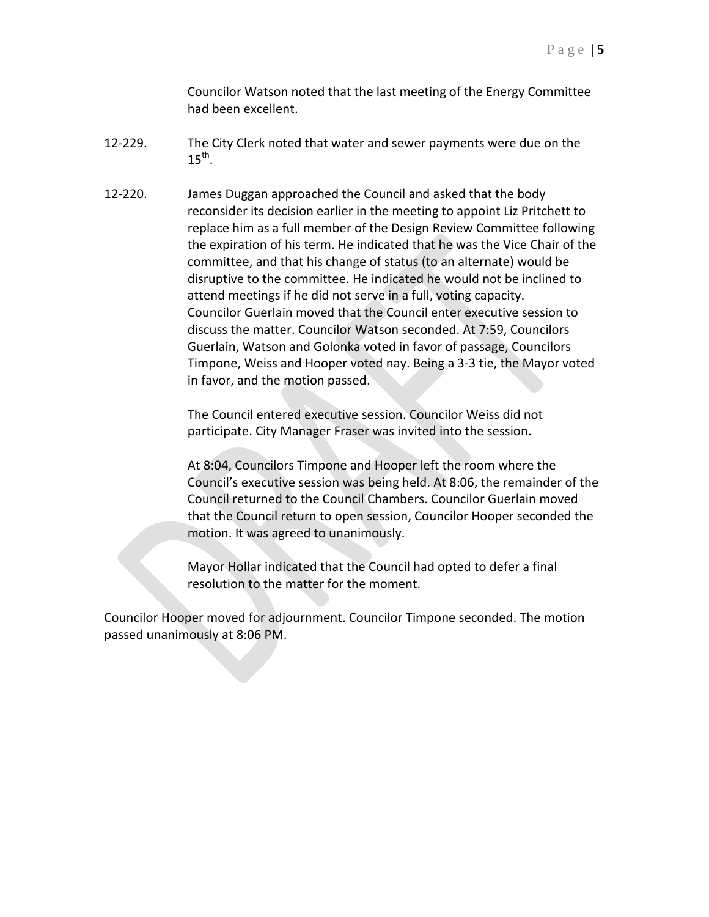Councilor Watson noted that the last meeting of the Energy Committee had been excellent.

12-229. The City Clerk noted that water and sewer payments were due on the $15^{th}$.

12-220. James Duggan approached the Council and asked that the body reconsider its decision earlier in the meeting to appoint Liz Pritchett to replace him as a full member of the Design Review Committee following the expiration of his term. He indicated that he was the Vice Chair of the committee, and that his change of status (to an alternate) would be disruptive to the committee. He indicated he would not be inclined to attend meetings if he did not serve in a full, voting capacity. Councilor Guerlain moved that the Council enter executive session to discuss the matter. Councilor Watson seconded. At 7:59, Councilors Guerlain, Watson and Golonka voted in favor of passage, Councilors Timpone, Weiss and Hooper voted nay. Being a 3-3 tie, the Mayor voted in favor, and the motion passed.

The Council entered executive session. Councilor Weiss did not participate. City Manager Fraser was invited into the session.

At 8:04, Councilors Timpone and Hooper left the room where the Council's executive session was being held. At 8:06, the remainder of the Council returned to the Council Chambers. Councilor Guerlain moved that the Council return to open session, Councilor Hooper seconded the motion. It was agreed to unanimously.

Mayor Hollar indicated that the Council had opted to defer a final resolution to the matter for the moment.

Councilor Hooper moved for adjournment. Councilor Timpone seconded. The motion passed unanimously at 8:06 PM.